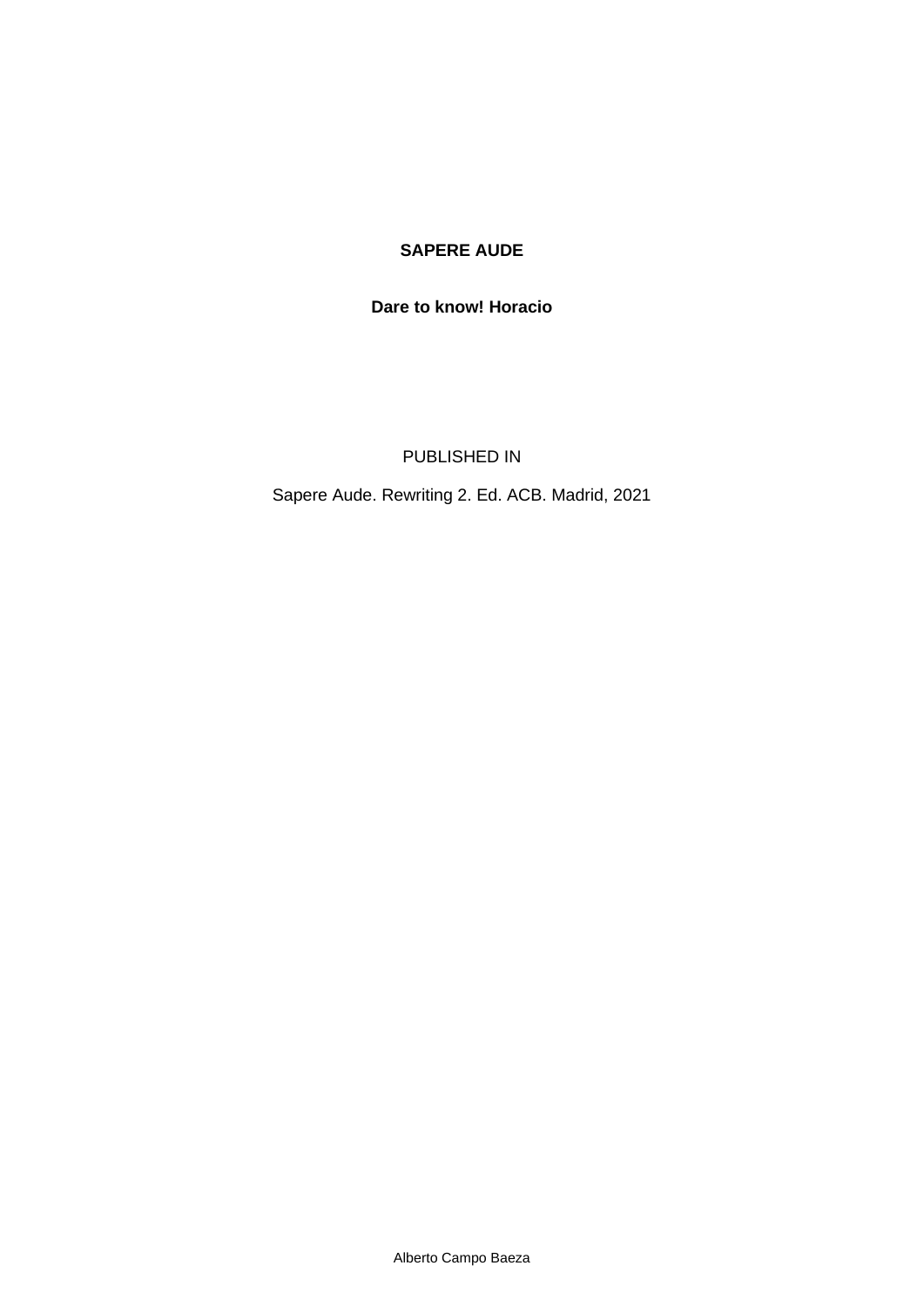# SAPERE AUDE

**Dare to know! Horacio**

PUBLISHED IN

Sapere Aude. Rewriting 2. Ed. ACB. Madrid, 2021

Alberto Campo Baeza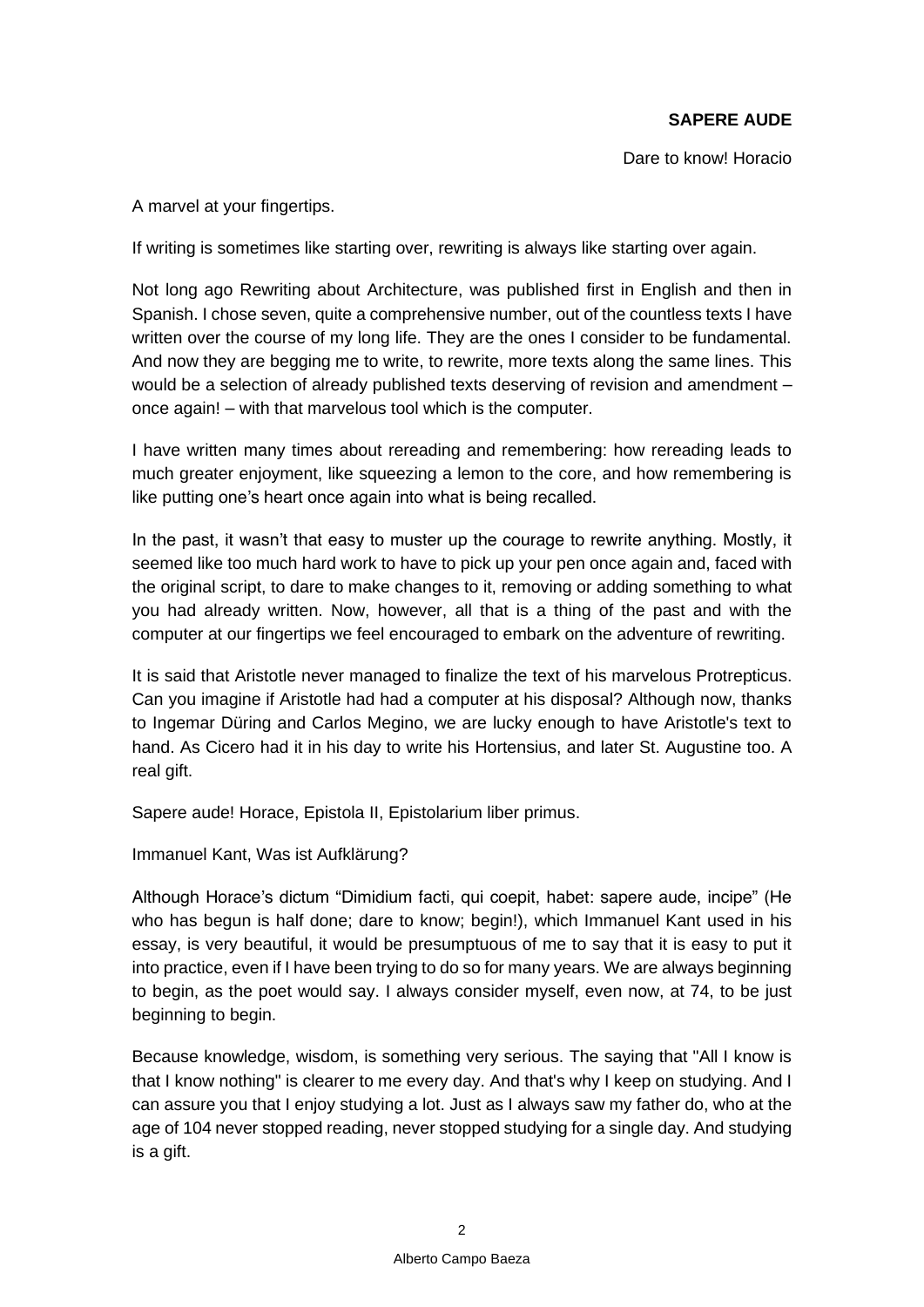**SAPERE AUDE**

Dare to know! Horacio

A marvel at your fingertips.

If writing is sometimes like starting over, rewriting is always like starting over again.

Not long ago Rewriting about Architecture, was published first in English and then in Spanish. I chose seven, quite a comprehensive number, out of the countless texts I have written over the course of my long life. They are the ones I consider to be fundamental. And now they are begging me to write, to rewrite, more texts along the same lines. This would be a selection of already published texts deserving of revision and amendment – once again! – with that marvelous tool which is the computer.

I have written many times about rereading and remembering: how rereading leads to much greater enjoyment, like squeezing a lemon to the core, and how remembering is like putting one's heart once again into what is being recalled.

In the past, it wasn't that easy to muster up the courage to rewrite anything. Mostly, it seemed like too much hard work to have to pick up your pen once again and, faced with the original script, to dare to make changes to it, removing or adding something to what you had already written. Now, however, all that is a thing of the past and with the computer at our fingertips we feel encouraged to embark on the adventure of rewriting.

It is said that Aristotle never managed to finalize the text of his marvelous Protrepticus. Can you imagine if Aristotle had had a computer at his disposal? Although now, thanks to Ingemar Düring and Carlos Megino, we are lucky enough to have Aristotle's text to hand. As Cicero had it in his day to write his Hortensius, and later St. Augustine too. A real gift.

Sapere aude! Horace, Epistola II, Epistolarium liber primus.

Immanuel Kant, Was ist Aufklärung?

Although Horace's dictum "Dimidium facti, qui coepit, habet: sapere aude, incipe" (He who has begun is half done; dare to know; begin!), which Immanuel Kant used in his essay, is very beautiful, it would be presumptuous of me to say that it is easy to put it into practice, even if I have been trying to do so for many years. We are always beginning to begin, as the poet would say. I always consider myself, even now, at 74, to be just beginning to begin.

Because knowledge, wisdom, is something very serious. The saying that "All I know is that I know nothing" is clearer to me every day. And that's why I keep on studying. And I can assure you that I enjoy studying a lot. Just as I always saw my father do, who at the age of 104 never stopped reading, never stopped studying for a single day. And studying is a gift.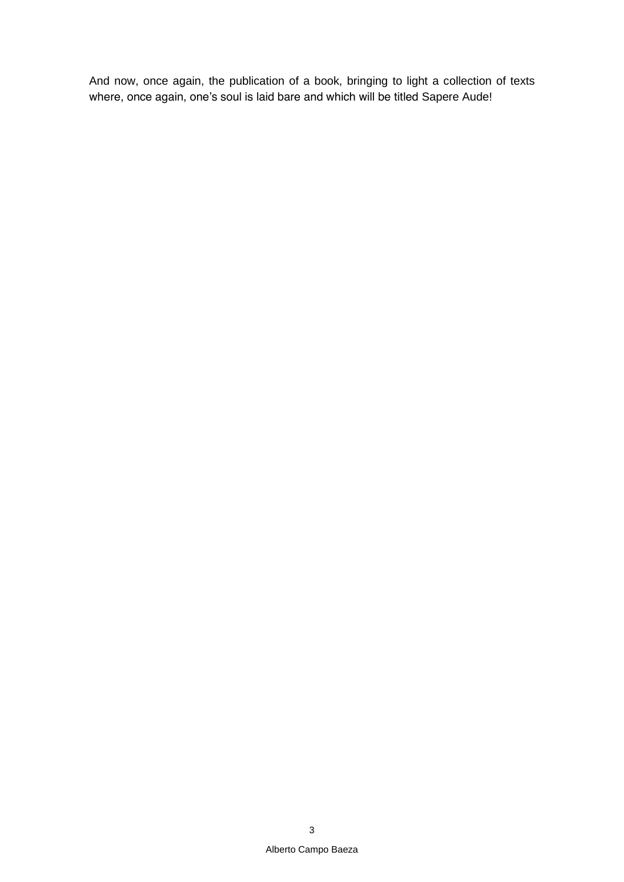And now, once again, the publication of a book, bringing to light a collection of texts where, once again, one's soul is laid bare and which will be titled Sapere Aude!